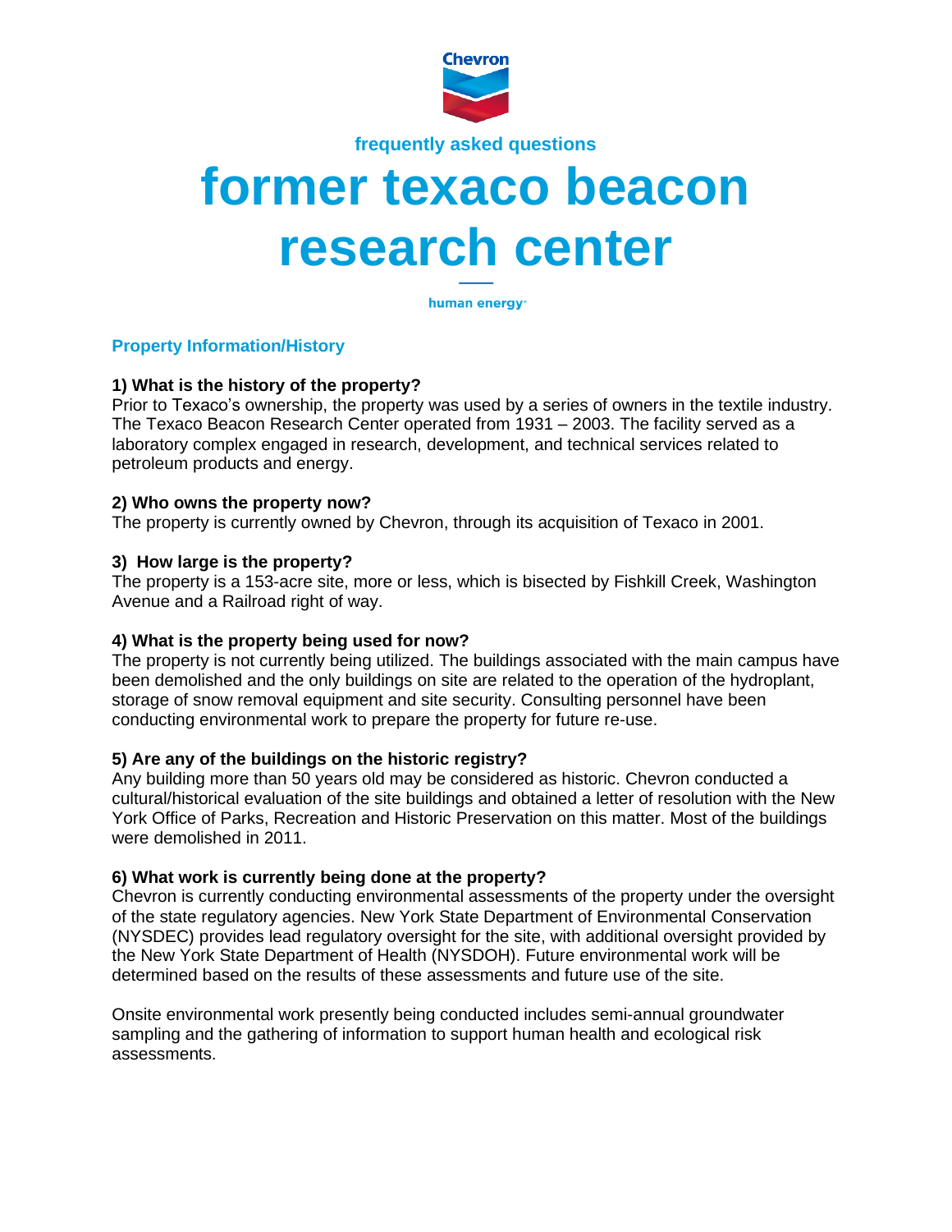Chevron

frequently asked questions

# former texaco beacon research center

human energy

## Property Information/History

**1) What is the history of the property?**
Prior to Texaco's ownership, the property was used by a series of owners in the textile industry. The Texaco Beacon Research Center operated from 1931 – 2003. The facility served as a laboratory complex engaged in research, development, and technical services related to petroleum products and energy.

**2) Who owns the property now?**
The property is currently owned by Chevron, through its acquisition of Texaco in 2001.

**3) How large is the property?**
The property is a 153-acre site, more or less, which is bisected by Fishkill Creek, Washington Avenue and a Railroad right of way.

**4) What is the property being used for now?**
The property is not currently being utilized. The buildings associated with the main campus have been demolished and the only buildings on site are related to the operation of the hydroplant, storage of snow removal equipment and site security. Consulting personnel have been conducting environmental work to prepare the property for future re-use.

**5) Are any of the buildings on the historic registry?**
Any building more than 50 years old may be considered as historic. Chevron conducted a cultural/historical evaluation of the site buildings and obtained a letter of resolution with the New York Office of Parks, Recreation and Historic Preservation on this matter. Most of the buildings were demolished in 2011.

**6) What work is currently being done at the property?**
Chevron is currently conducting environmental assessments of the property under the oversight of the state regulatory agencies. New York State Department of Environmental Conservation (NYSDEC) provides lead regulatory oversight for the site, with additional oversight provided by the New York State Department of Health (NYSDOH). Future environmental work will be determined based on the results of these assessments and future use of the site.

Onsite environmental work presently being conducted includes semi-annual groundwater sampling and the gathering of information to support human health and ecological risk assessments.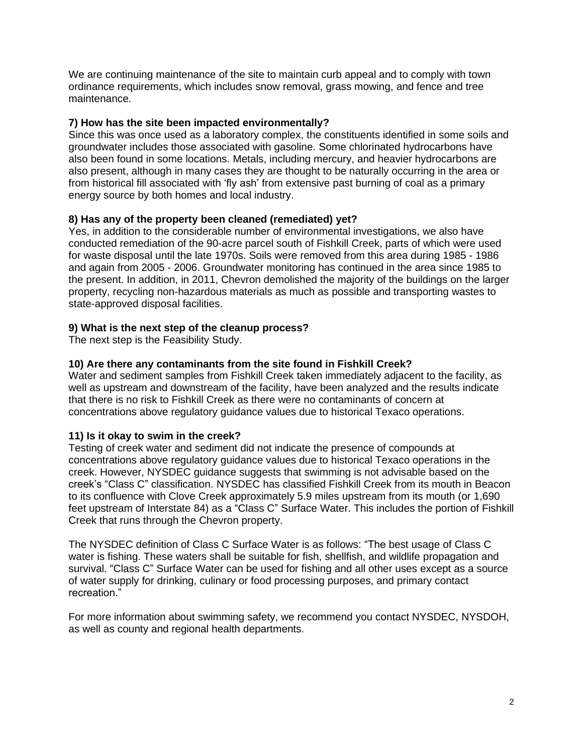We are continuing maintenance of the site to maintain curb appeal and to comply with town ordinance requirements, which includes snow removal, grass mowing, and fence and tree maintenance.

**7) How has the site been impacted environmentally?**
Since this was once used as a laboratory complex, the constituents identified in some soils and groundwater includes those associated with gasoline. Some chlorinated hydrocarbons have also been found in some locations. Metals, including mercury, and heavier hydrocarbons are also present, although in many cases they are thought to be naturally occurring in the area or from historical fill associated with 'fly ash' from extensive past burning of coal as a primary energy source by both homes and local industry.

**8) Has any of the property been cleaned (remediated) yet?**
Yes, in addition to the considerable number of environmental investigations, we also have conducted remediation of the 90-acre parcel south of Fishkill Creek, parts of which were used for waste disposal until the late 1970s. Soils were removed from this area during 1985 - 1986 and again from 2005 - 2006. Groundwater monitoring has continued in the area since 1985 to the present. In addition, in 2011, Chevron demolished the majority of the buildings on the larger property, recycling non-hazardous materials as much as possible and transporting wastes to state-approved disposal facilities.

**9) What is the next step of the cleanup process?**
The next step is the Feasibility Study.

**10) Are there any contaminants from the site found in Fishkill Creek?**
Water and sediment samples from Fishkill Creek taken immediately adjacent to the facility, as well as upstream and downstream of the facility, have been analyzed and the results indicate that there is no risk to Fishkill Creek as there were no contaminants of concern at concentrations above regulatory guidance values due to historical Texaco operations.

**11) Is it okay to swim in the creek?**
Testing of creek water and sediment did not indicate the presence of compounds at concentrations above regulatory guidance values due to historical Texaco operations in the creek. However, NYSDEC guidance suggests that swimming is not advisable based on the creek's "Class C" classification. NYSDEC has classified Fishkill Creek from its mouth in Beacon to its confluence with Clove Creek approximately 5.9 miles upstream from its mouth (or 1,690 feet upstream of Interstate 84) as a "Class C" Surface Water. This includes the portion of Fishkill Creek that runs through the Chevron property.

The NYSDEC definition of Class C Surface Water is as follows: "The best usage of Class C water is fishing. These waters shall be suitable for fish, shellfish, and wildlife propagation and survival. "Class C" Surface Water can be used for fishing and all other uses except as a source of water supply for drinking, culinary or food processing purposes, and primary contact recreation."

For more information about swimming safety, we recommend you contact NYSDEC, NYSDOH, as well as county and regional health departments.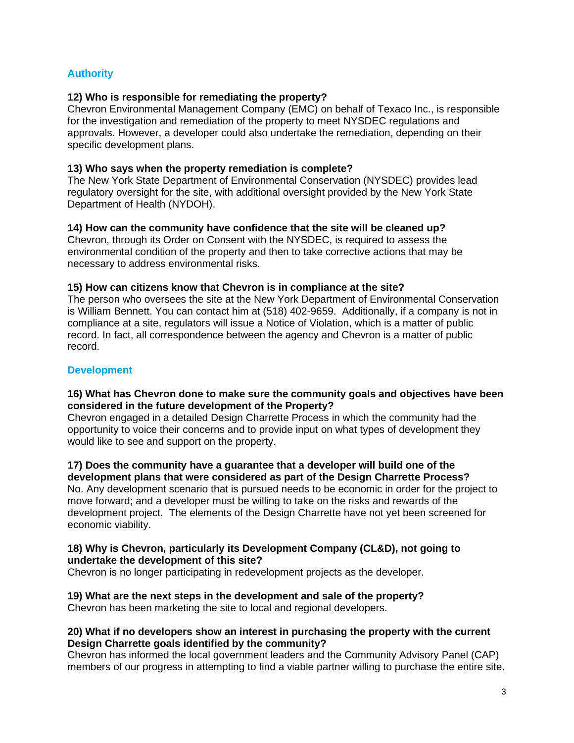## Authority

**12) Who is responsible for remediating the property?**
Chevron Environmental Management Company (EMC) on behalf of Texaco Inc., is responsible for the investigation and remediation of the property to meet NYSDEC regulations and approvals. However, a developer could also undertake the remediation, depending on their specific development plans.

**13) Who says when the property remediation is complete?**
The New York State Department of Environmental Conservation (NYSDEC) provides lead regulatory oversight for the site, with additional oversight provided by the New York State Department of Health (NYDOH).

**14) How can the community have confidence that the site will be cleaned up?**
Chevron, through its Order on Consent with the NYSDEC, is required to assess the environmental condition of the property and then to take corrective actions that may be necessary to address environmental risks.

**15) How can citizens know that Chevron is in compliance at the site?**
The person who oversees the site at the New York Department of Environmental Conservation is William Bennett. You can contact him at (518) 402-9659. Additionally, if a company is not in compliance at a site, regulators will issue a Notice of Violation, which is a matter of public record. In fact, all correspondence between the agency and Chevron is a matter of public record.

## Development

**16) What has Chevron done to make sure the community goals and objectives have been considered in the future development of the Property?**
Chevron engaged in a detailed Design Charrette Process in which the community had the opportunity to voice their concerns and to provide input on what types of development they would like to see and support on the property.

**17) Does the community have a guarantee that a developer will build one of the development plans that were considered as part of the Design Charrette Process?**
No. Any development scenario that is pursued needs to be economic in order for the project to move forward; and a developer must be willing to take on the risks and rewards of the development project. The elements of the Design Charrette have not yet been screened for economic viability.

**18) Why is Chevron, particularly its Development Company (CL&D), not going to undertake the development of this site?**
Chevron is no longer participating in redevelopment projects as the developer.

**19) What are the next steps in the development and sale of the property?**
Chevron has been marketing the site to local and regional developers.

**20) What if no developers show an interest in purchasing the property with the current Design Charrette goals identified by the community?**
Chevron has informed the local government leaders and the Community Advisory Panel (CAP) members of our progress in attempting to find a viable partner willing to purchase the entire site.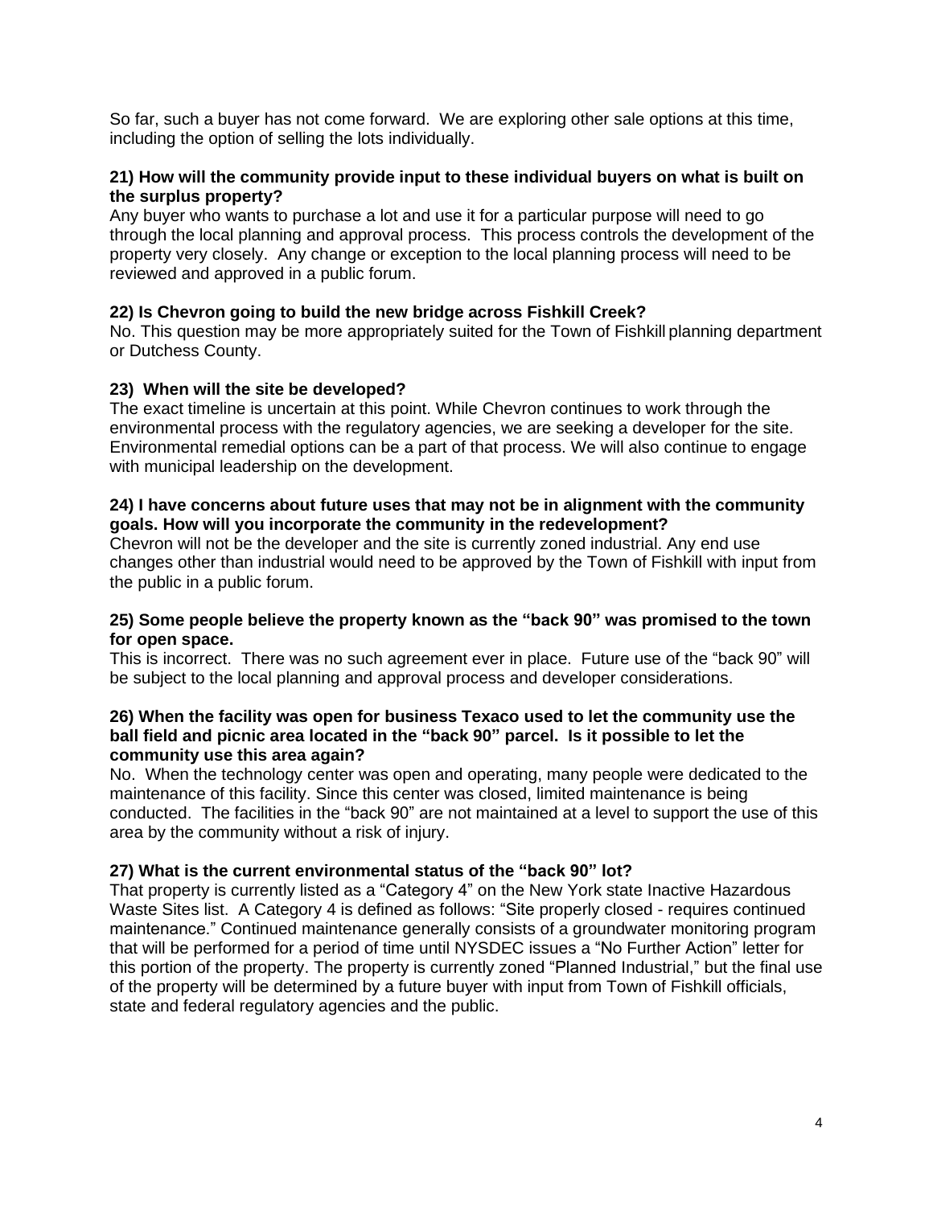So far, such a buyer has not come forward. We are exploring other sale options at this time, including the option of selling the lots individually.

**21) How will the community provide input to these individual buyers on what is built on the surplus property?**

Any buyer who wants to purchase a lot and use it for a particular purpose will need to go through the local planning and approval process. This process controls the development of the property very closely. Any change or exception to the local planning process will need to be reviewed and approved in a public forum.

**22) Is Chevron going to build the new bridge across Fishkill Creek?**

No. This question may be more appropriately suited for the Town of Fishkill planning department or Dutchess County.

**23) When will the site be developed?**

The exact timeline is uncertain at this point. While Chevron continues to work through the environmental process with the regulatory agencies, we are seeking a developer for the site. Environmental remedial options can be a part of that process. We will also continue to engage with municipal leadership on the development.

**24) I have concerns about future uses that may not be in alignment with the community goals. How will you incorporate the community in the redevelopment?**

Chevron will not be the developer and the site is currently zoned industrial. Any end use changes other than industrial would need to be approved by the Town of Fishkill with input from the public in a public forum.

**25) Some people believe the property known as the "back 90" was promised to the town for open space.**

This is incorrect. There was no such agreement ever in place. Future use of the "back 90" will be subject to the local planning and approval process and developer considerations.

**26) When the facility was open for business Texaco used to let the community use the ball field and picnic area located in the "back 90" parcel. Is it possible to let the community use this area again?**

No. When the technology center was open and operating, many people were dedicated to the maintenance of this facility. Since this center was closed, limited maintenance is being conducted. The facilities in the "back 90" are not maintained at a level to support the use of this area by the community without a risk of injury.

**27) What is the current environmental status of the "back 90" lot?**

That property is currently listed as a "Category 4" on the New York state Inactive Hazardous Waste Sites list. A Category 4 is defined as follows: "Site properly closed - requires continued maintenance." Continued maintenance generally consists of a groundwater monitoring program that will be performed for a period of time until NYSDEC issues a "No Further Action" letter for this portion of the property. The property is currently zoned "Planned Industrial," but the final use of the property will be determined by a future buyer with input from Town of Fishkill officials, state and federal regulatory agencies and the public.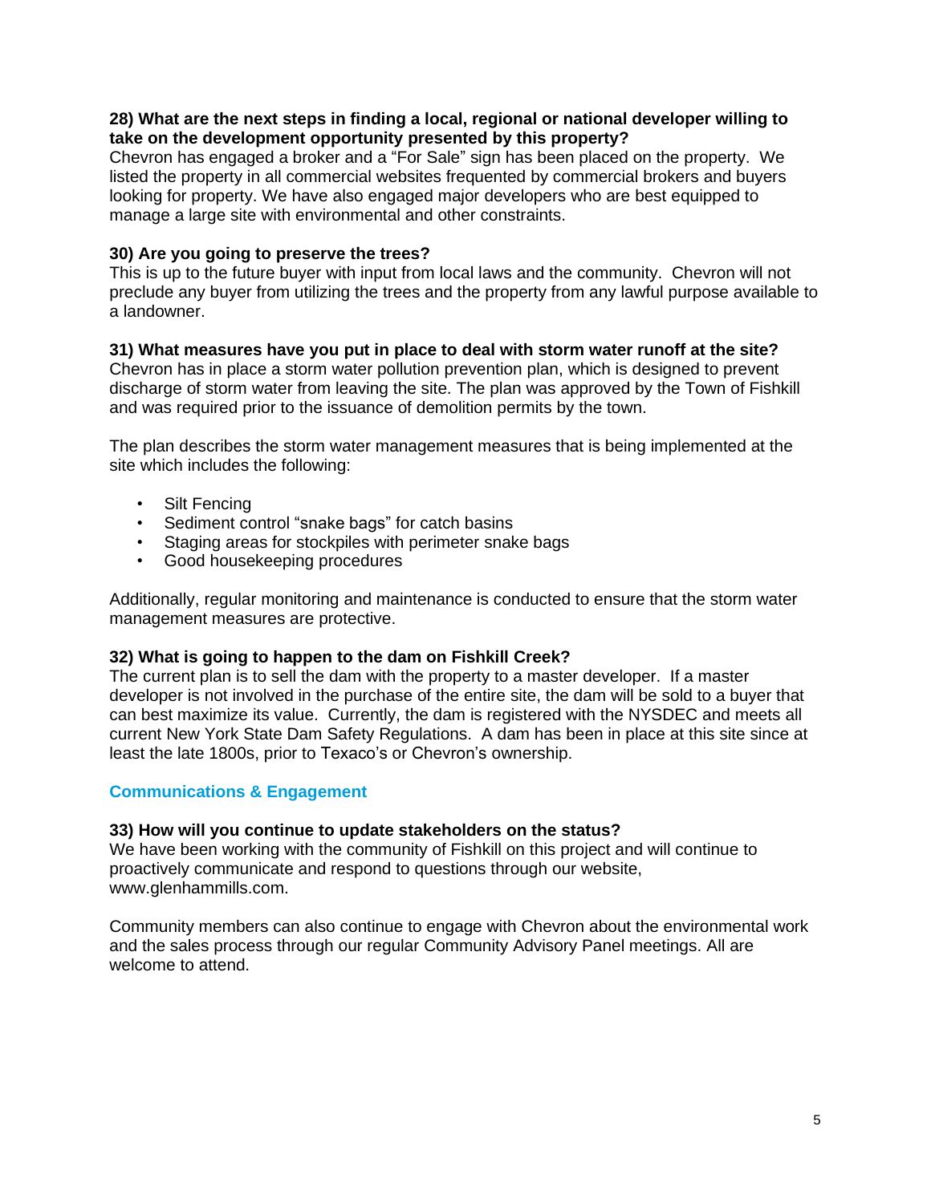**28) What are the next steps in finding a local, regional or national developer willing to take on the development opportunity presented by this property?**
Chevron has engaged a broker and a "For Sale" sign has been placed on the property. We listed the property in all commercial websites frequented by commercial brokers and buyers looking for property. We have also engaged major developers who are best equipped to manage a large site with environmental and other constraints.

**30) Are you going to preserve the trees?**
This is up to the future buyer with input from local laws and the community. Chevron will not preclude any buyer from utilizing the trees and the property from any lawful purpose available to a landowner.

**31) What measures have you put in place to deal with storm water runoff at the site?**
Chevron has in place a storm water pollution prevention plan, which is designed to prevent discharge of storm water from leaving the site. The plan was approved by the Town of Fishkill and was required prior to the issuance of demolition permits by the town.

The plan describes the storm water management measures that is being implemented at the site which includes the following:

- Silt Fencing
- Sediment control "snake bags" for catch basins
- Staging areas for stockpiles with perimeter snake bags
- Good housekeeping procedures

Additionally, regular monitoring and maintenance is conducted to ensure that the storm water management measures are protective.

**32) What is going to happen to the dam on Fishkill Creek?**
The current plan is to sell the dam with the property to a master developer. If a master developer is not involved in the purchase of the entire site, the dam will be sold to a buyer that can best maximize its value. Currently, the dam is registered with the NYSDEC and meets all current New York State Dam Safety Regulations. A dam has been in place at this site since at least the late 1800s, prior to Texaco's or Chevron's ownership.

## Communications & Engagement

**33) How will you continue to update stakeholders on the status?**
We have been working with the community of Fishkill on this project and will continue to proactively communicate and respond to questions through our website, www.glenhammills.com.

Community members can also continue to engage with Chevron about the environmental work and the sales process through our regular Community Advisory Panel meetings. All are welcome to attend.